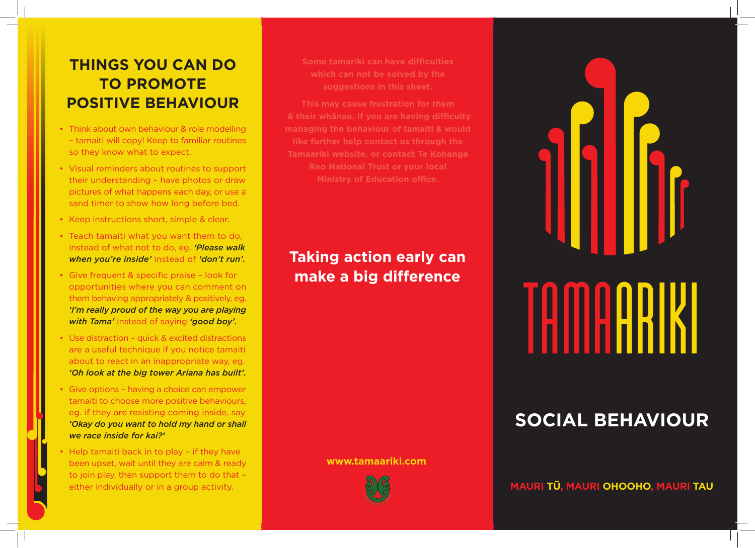## THINGS YOU CAN DO TO PROMOTE POSITIVE BEHAVIOUR

- Think about own behaviour & role modelling – tamaiti will copy! Keep to familiar routines so they know what to expect.
- Visual reminders about routines to support their understanding – have photos or draw pictures of what happens each day, or use a sand timer to show how long before bed.
- Keep instructions short, simple & clear.
- Teach tamaiti what you want them to do, instead of what not to do, eg. ***'Please walk when you're inside'*** instead of ***'don't run'.***
- Give frequent & specific praise – look for opportunities where you can comment on them behaving appropriately & positively, eg. ***'I'm really proud of the way you are playing with Tama'*** instead of saying ***'good boy'.***
- Use distraction – quick & excited distractions are a useful technique if you notice tamaiti about to react in an inappropriate way, eg. ***'Oh look at the big tower Ariana has built'.***
- Give options – having a choice can empower tamaiti to choose more positive behaviours, eg. if they are resisting coming inside, say ***'Okay do you want to hold my hand or shall we race inside for kai?'***
- Help tamaiti back in to play – if they have been upset, wait until they are calm & ready to join play, then support them to do that – either individually or in a group activity.

**Some tamariki can have difficulties which can not be solved by the suggestions in this sheet.**

**This may cause frustration for them & their whānau. If you are having difficulty managing the behaviour of tamaiti & would like further help contact us through the Tamaariki website, or contact Te Kohanga Reo National Trust or your local Ministry of Education office.**

## Taking action early can make a big difference

**www.tamaariki.com**

# TAMAARIKI

## SOCIAL BEHAVIOUR

**MAURI TŪ, MAURI OHOOHO, MAURI TAU**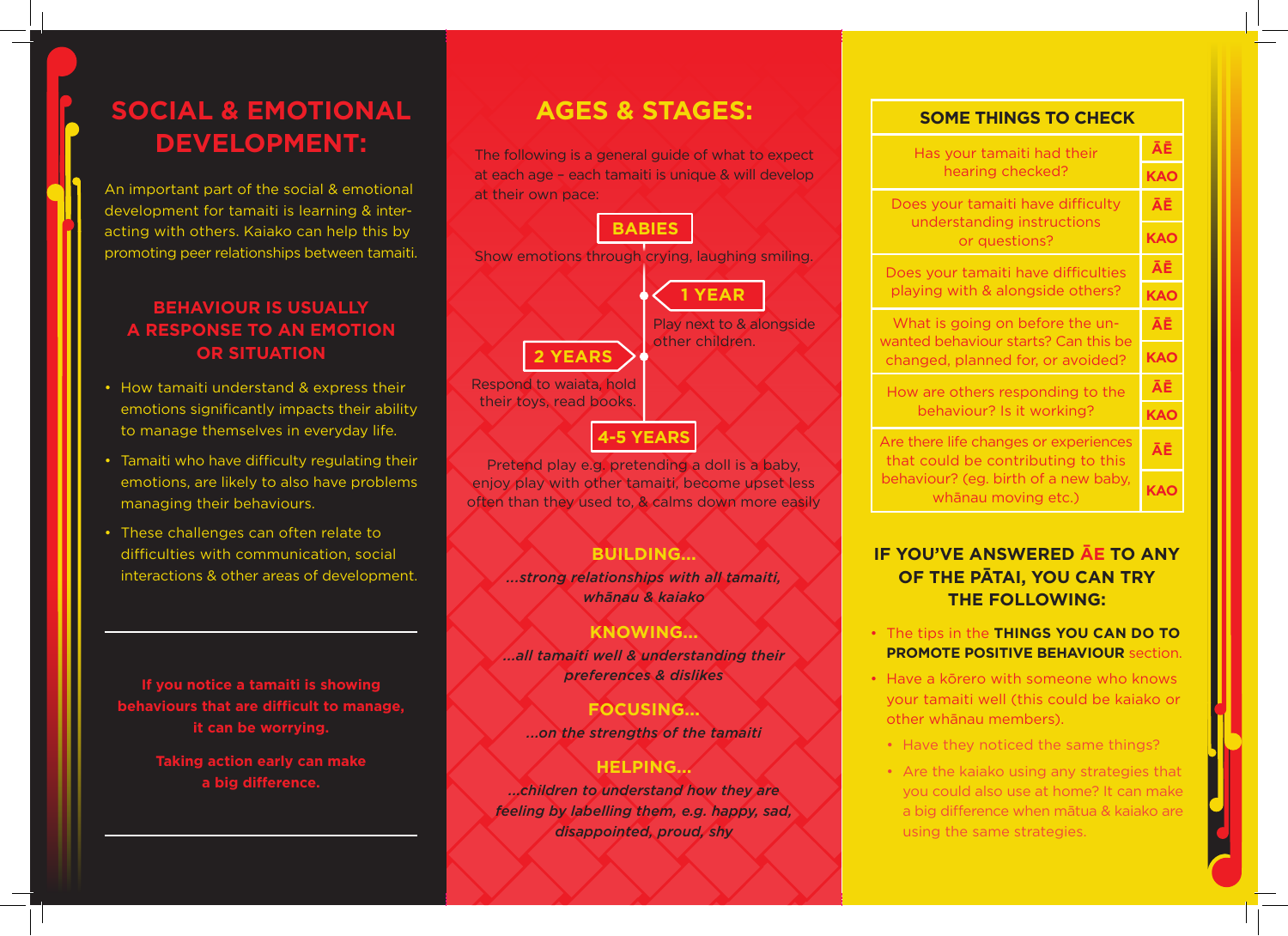# SOCIAL & EMOTIONAL DEVELOPMENT:

An important part of the social & emotional development for tamaiti is learning & interacting with others. Kaiako can help this by promoting peer relationships between tamaiti.

### BEHAVIOUR IS USUALLY A RESPONSE TO AN EMOTION OR SITUATION

- How tamaiti understand & express their emotions significantly impacts their ability to manage themselves in everyday life.
- Tamaiti who have difficulty regulating their emotions, are likely to also have problems managing their behaviours.
- These challenges can often relate to difficulties with communication, social interactions & other areas of development.

---

**If you notice a tamaiti is showing behaviours that are difficult to manage, it can be worrying.**

**Taking action early can make a big difference.**

---

# AGES & STAGES:

The following is a general guide of what to expect at each age – each tamaiti is unique & will develop at their own pace:

**BABIES**

Show emotions through crying, laughing smiling.

**1 YEAR**

Play next to & alongside other children.

**2 YEARS**

Respond to waiata, hold their toys, read books.

**4-5 YEARS**

Pretend play e.g. pretending a doll is a baby, enjoy play with other tamaiti, become upset less often than they used to, & calms down more easily

**BUILDING...**

*...strong relationships with all tamaiti, whānau & kaiako*

**KNOWING...**

*...all tamaiti well & understanding their preferences & dislikes*

**FOCUSING...**

*...on the strengths of the tamaiti*

**HELPING...**

*...children to understand how they are feeling by labelling them, e.g. happy, sad, disappointed, proud, shy*

| SOME THINGS TO CHECK | |
|---|---|
| Has your tamaiti had their hearing checked? | ĀE / KAO |
| Does your tamaiti have difficulty understanding instructions or questions? | ĀE / KAO |
| Does your tamaiti have difficulties playing with & alongside others? | ĀE / KAO |
| What is going on before the unwanted behaviour starts? Can this be changed, planned for, or avoided? | ĀE / KAO |
| How are others responding to the behaviour? Is it working? | ĀE / KAO |
| Are there life changes or experiences that could be contributing to this behaviour? (eg. birth of a new baby, whānau moving etc.) | ĀE / KAO |

### IF YOU'VE ANSWERED ĀE TO ANY OF THE PĀTAI, YOU CAN TRY THE FOLLOWING:

- The tips in the **THINGS YOU CAN DO TO PROMOTE POSITIVE BEHAVIOUR** section.
- Have a kōrero with someone who knows your tamaiti well (this could be kaiako or other whānau members).
  - Have they noticed the same things?
  - Are the kaiako using any strategies that you could also use at home? It can make a big difference when mātua & kaiako are using the same strategies.